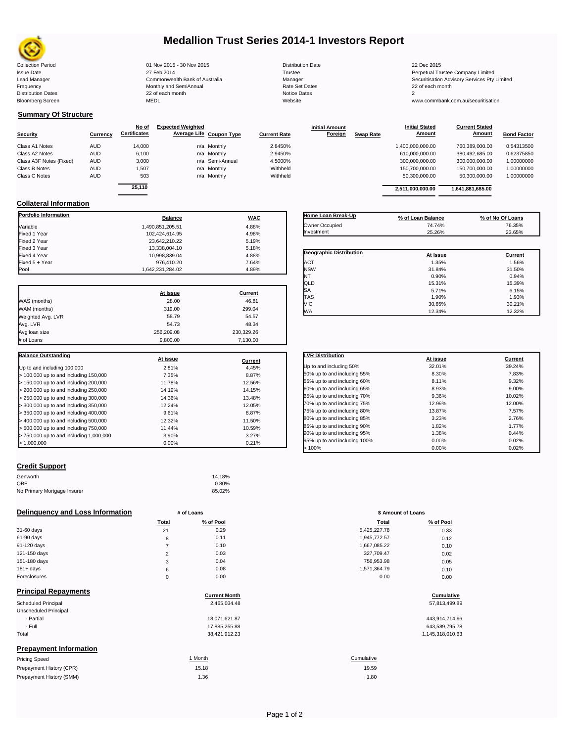# Medallion Trust Series 2014-1 Investors Report

| | | | |
|---|---|---|---|
| Collection Period | 01 Nov 2015 - 30 Nov 2015 | Distribution Date | 22 Dec 2015 |
| Issue Date | 27 Feb 2014 | Trustee | Perpetual Trustee Company Limited |
| Lead Manager | Commonwealth Bank of Australia | Manager | Securitisation Advisory Services Pty Limited |
| Frequency | Monthly and SemiAnnual | Rate Set Dates | 22 of each month |
| Distribution Dates | 22 of each month | Notice Dates | 2 |
| Bloomberg Screen | MEDL | Website | www.commbank.com.au/securitisation |

## Summary Of Structure

| Security | Currency | No of Certificates | Expected Weighted Average Life | Coupon Type | Current Rate | Initial Amount Foreign | Swap Rate | Initial Stated Amount | Current Stated Amount | Bond Factor |
|---|---|---|---|---|---|---|---|---|---|---|
| Class A1 Notes | AUD | 14,000 | n/a | Monthly | 2.8450% | | | 1,400,000,000.00 | 760,389,000.00 | 0.54313500 |
| Class A2 Notes | AUD | 6,100 | n/a | Monthly | 2.9450% | | | 610,000,000.00 | 380,492,685.00 | 0.62375850 |
| Class A3F Notes (Fixed) | AUD | 3,000 | n/a | Semi-Annual | 4.5000% | | | 300,000,000.00 | 300,000,000.00 | 1.00000000 |
| Class B Notes | AUD | 1,507 | n/a | Monthly | Withheld | | | 150,700,000.00 | 150,700,000.00 | 1.00000000 |
| Class C Notes | AUD | 503 | n/a | Monthly | Withheld | | | 50,300,000.00 | 50,300,000.00 | 1.00000000 |
| | | 25,110 | | | | | | 2,511,000,000.00 | 1,641,881,685.00 | |

## Collateral Information

| Portfolio Information | Balance | WAC |
|---|---|---|
| Variable | 1,490,851,205.51 | 4.88% |
| Fixed 1 Year | 102,424,614.95 | 4.98% |
| Fixed 2 Year | 23,642,210.22 | 5.19% |
| Fixed 3 Year | 13,338,004.10 | 5.18% |
| Fixed 4 Year | 10,998,839.04 | 4.88% |
| Fixed 5 + Year | 976,410.20 | 7.64% |
| Pool | 1,642,231,284.02 | 4.89% |

| | At Issue | Current |
|---|---|---|
| WAS (months) | 28.00 | 46.81 |
| WAM (months) | 319.00 | 299.04 |
| Weighted Avg. LVR | 58.79 | 54.57 |
| Avg. LVR | 54.73 | 48.34 |
| Avg loan size | 256,209.08 | 230,329.26 |
| # of Loans | 9,800.00 | 7,130.00 |

| Balance Outstanding | At issue | Current |
|---|---|---|
| Up to and including 100,000 | 2.81% | 4.45% |
| > 100,000 up to and including 150,000 | 7.35% | 8.87% |
| > 150,000 up to and including 200,000 | 11.78% | 12.56% |
| > 200,000 up to and including 250,000 | 14.19% | 14.15% |
| > 250,000 up to and including 300,000 | 14.36% | 13.48% |
| > 300,000 up to and including 350,000 | 12.24% | 12.05% |
| > 350,000 up to and including 400,000 | 9.61% | 8.87% |
| > 400,000 up to and including 500,000 | 12.32% | 11.50% |
| > 500,000 up to and including 750,000 | 11.44% | 10.59% |
| > 750,000 up to and including 1,000,000 | 3.90% | 3.27% |
| > 1,000,000 | 0.00% | 0.21% |

| Home Loan Break-Up | % of Loan Balance | % of No Of Loans |
|---|---|---|
| Owner Occupied | 74.74% | 76.35% |
| Investment | 25.26% | 23.65% |

| Geographic Distribution | At Issue | Current |
|---|---|---|
| ACT | 1.35% | 1.56% |
| NSW | 31.84% | 31.50% |
| NT | 0.90% | 0.94% |
| QLD | 15.31% | 15.39% |
| SA | 5.71% | 6.15% |
| TAS | 1.90% | 1.93% |
| VIC | 30.65% | 30.21% |
| WA | 12.34% | 12.32% |

| LVR Distribution | At issue | Current |
|---|---|---|
| Up to and including 50% | 32.01% | 39.24% |
| 50% up to and including 55% | 8.30% | 7.83% |
| 55% up to and including 60% | 8.11% | 9.32% |
| 60% up to and including 65% | 8.93% | 9.00% |
| 65% up to and including 70% | 9.36% | 10.02% |
| 70% up to and including 75% | 12.99% | 12.00% |
| 75% up to and including 80% | 13.87% | 7.57% |
| 80% up to and including 85% | 3.23% | 2.76% |
| 85% up to and including 90% | 1.82% | 1.77% |
| 90% up to and including 95% | 1.38% | 0.44% |
| 95% up to and including 100% | 0.00% | 0.02% |
| > 100% | 0.00% | 0.02% |

## Credit Support

| | |
|---|---|
| Genworth | 14.18% |
| QBE | 0.80% |
| No Primary Mortgage Insurer | 85.02% |

## Delinquency and Loss Information

| | # of Loans Total | # of Loans % of Pool | $ Amount of Loans Total | $ Amount of Loans % of Pool |
|---|---|---|---|---|
| 31-60 days | 21 | 0.29 | 5,425,227.78 | 0.33 |
| 61-90 days | 8 | 0.11 | 1,945,772.57 | 0.12 |
| 91-120 days | 7 | 0.10 | 1,667,085.22 | 0.10 |
| 121-150 days | 2 | 0.03 | 327,709.47 | 0.02 |
| 151-180 days | 3 | 0.04 | 756,953.98 | 0.05 |
| 181+ days | 6 | 0.08 | 1,571,364.79 | 0.10 |
| Foreclosures | 0 | 0.00 | 0.00 | 0.00 |

## Principal Repayments

| | Current Month | Cumulative |
|---|---|---|
| Scheduled Principal | 2,465,034.48 | 57,813,499.89 |
| Unscheduled Principal | | |
| - Partial | 18,071,621.87 | 443,914,714.96 |
| - Full | 17,885,255.88 | 643,589,795.78 |
| Total | 38,421,912.23 | 1,145,318,010.63 |

## Prepayment Information

| Pricing Speed | 1 Month | Cumulative |
|---|---|---|
| Prepayment History (CPR) | 15.18 | 19.59 |
| Prepayment History (SMM) | 1.36 | 1.80 |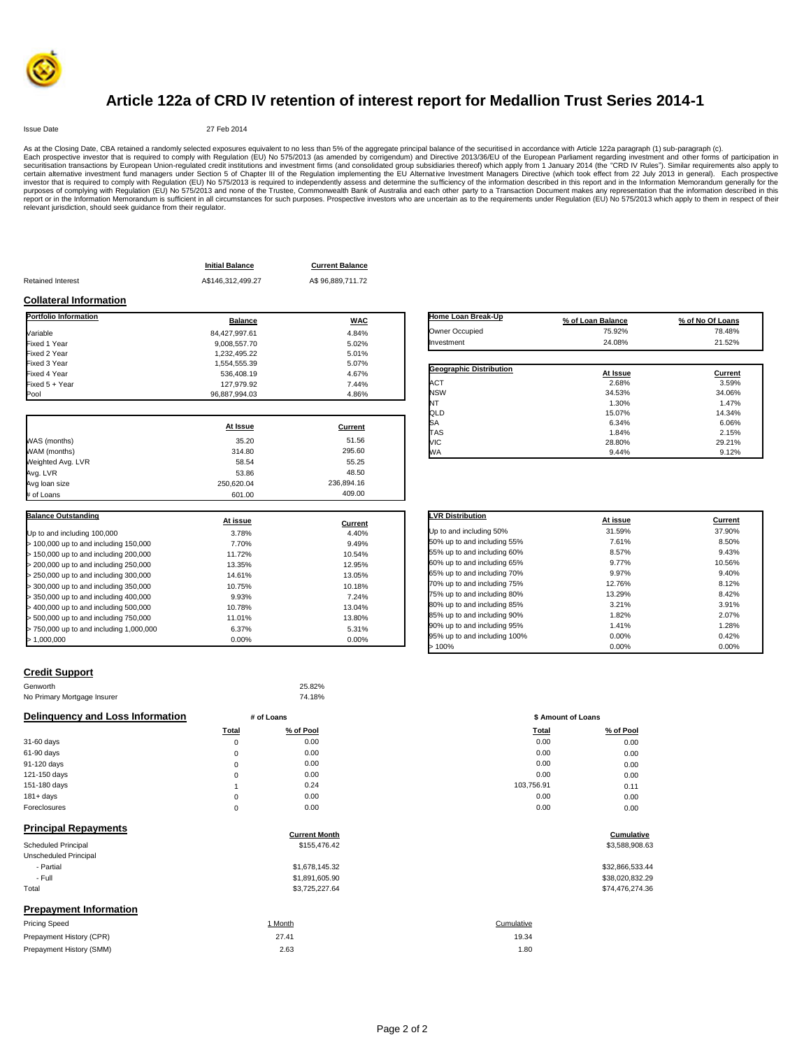# Article 122a of CRD IV retention of interest report for Medallion Trust Series 2014-1

Issue Date 27 Feb 2014

As at the Closing Date, CBA retained a randomly selected exposures equivalent to no less than 5% of the aggregate principal balance of the securitised in accordance with Article 122a paragraph (1) sub-paragraph (c). Each prospective investor that is required to comply with Regulation (EU) No 575/2013 (as amended by corrigendum) and Directive 2013/36/EU of the European Parliament regarding investment and other forms of participation in securitisation transactions by European Union-regulated credit institutions and investment firms (and consolidated group subsidiaries thereof) which apply from 1 January 2014 (the "CRD IV Rules"). Similar requirements also apply to certain alternative investment fund managers under Section 5 of Chapter III of the Regulation implementing the EU Alternative Investment Managers Directive (which took effect from 22 July 2013 in general). Each prospective investor that is required to comply with Regulation (EU) No 575/2013 is required to independently assess and determine the sufficiency of the information described in this report and in the Information Memorandum generally for the purposes of complying with Regulation (EU) No 575/2013 and none of the Trustee, Commonwealth Bank of Australia and each other party to a Transaction Document makes any representation that the information described in this report or in the Information Memorandum is sufficient in all circumstances for such purposes. Prospective investors who are uncertain as to the requirements under Regulation (EU) No 575/2013 which apply to them in respect of their relevant jurisdiction, should seek guidance from their regulator.

| | Initial Balance | Current Balance |
|---|---|---|
| Retained Interest | A$146,312,499.27 | A$ 96,889,711.72 |

## Collateral Information

| Portfolio Information | Balance | WAC |
|---|---|---|
| Variable | 84,427,997.61 | 4.84% |
| Fixed 1 Year | 9,008,557.70 | 5.02% |
| Fixed 2 Year | 1,232,495.22 | 5.01% |
| Fixed 3 Year | 1,554,555.39 | 5.07% |
| Fixed 4 Year | 536,408.19 | 4.67% |
| Fixed 5 + Year | 127,979.92 | 7.44% |
| Pool | 96,887,994.03 | 4.86% |

| Home Loan Break-Up | % of Loan Balance | % of No Of Loans |
|---|---|---|
| Owner Occupied | 75.92% | 78.48% |
| Investment | 24.08% | 21.52% |

| Geographic Distribution | At Issue | Current |
|---|---|---|
| ACT | 2.68% | 3.59% |
| NSW | 34.53% | 34.06% |
| NT | 1.30% | 1.47% |
| QLD | 15.07% | 14.34% |
| SA | 6.34% | 6.06% |
| TAS | 1.84% | 2.15% |
| VIC | 28.80% | 29.21% |
| WA | 9.44% | 9.12% |

| | At Issue | Current |
|---|---|---|
| WAS (months) | 35.20 | 51.56 |
| WAM (months) | 314.80 | 295.60 |
| Weighted Avg. LVR | 58.54 | 55.25 |
| Avg. LVR | 53.86 | 48.50 |
| Avg loan size | 250,620.04 | 236,894.16 |
| # of Loans | 601.00 | 409.00 |

| Balance Outstanding | At issue | Current |
|---|---|---|
| Up to and including 100,000 | 3.78% | 4.40% |
| > 100,000 up to and including 150,000 | 7.70% | 9.49% |
| > 150,000 up to and including 200,000 | 11.72% | 10.54% |
| > 200,000 up to and including 250,000 | 13.35% | 12.95% |
| > 250,000 up to and including 300,000 | 14.61% | 13.05% |
| > 300,000 up to and including 350,000 | 10.75% | 10.18% |
| > 350,000 up to and including 400,000 | 9.93% | 7.24% |
| > 400,000 up to and including 500,000 | 10.78% | 13.04% |
| > 500,000 up to and including 750,000 | 11.01% | 13.80% |
| > 750,000 up to and including 1,000,000 | 6.37% | 5.31% |
| > 1,000,000 | 0.00% | 0.00% |

| LVR Distribution | At issue | Current |
|---|---|---|
| Up to and including 50% | 31.59% | 37.90% |
| 50% up to and including 55% | 7.61% | 8.50% |
| 55% up to and including 60% | 8.57% | 9.43% |
| 60% up to and including 65% | 9.77% | 10.56% |
| 65% up to and including 70% | 9.97% | 9.40% |
| 70% up to and including 75% | 12.76% | 8.12% |
| 75% up to and including 80% | 13.29% | 8.42% |
| 80% up to and including 85% | 3.21% | 3.91% |
| 85% up to and including 90% | 1.82% | 2.07% |
| 90% up to and including 95% | 1.41% | 1.28% |
| 95% up to and including 100% | 0.00% | 0.42% |
| > 100% | 0.00% | 0.00% |

## Credit Support

| | |
|---|---|
| Genworth | 25.82% |
| No Primary Mortgage Insurer | 74.18% |

## Delinquency and Loss Information

| | # of Loans Total | # of Loans % of Pool | $ Amount of Loans Total | $ Amount of Loans % of Pool |
|---|---|---|---|---|
| 31-60 days | 0 | 0.00 | 0.00 | 0.00 |
| 61-90 days | 0 | 0.00 | 0.00 | 0.00 |
| 91-120 days | 0 | 0.00 | 0.00 | 0.00 |
| 121-150 days | 0 | 0.00 | 0.00 | 0.00 |
| 151-180 days | 1 | 0.24 | 103,756.91 | 0.11 |
| 181+ days | 0 | 0.00 | 0.00 | 0.00 |
| Foreclosures | 0 | 0.00 | 0.00 | 0.00 |

## Principal Repayments

| | Current Month | Cumulative |
|---|---|---|
| Scheduled Principal | $155,476.42 | $3,588,908.63 |
| Unscheduled Principal | | |
| - Partial | $1,678,145.32 | $32,866,533.44 |
| - Full | $1,891,605.90 | $38,020,832.29 |
| Total | $3,725,227.64 | $74,476,274.36 |

## Prepayment Information

| Pricing Speed | 1 Month | Cumulative |
|---|---|---|
| Prepayment History (CPR) | 27.41 | 19.34 |
| Prepayment History (SMM) | 2.63 | 1.80 |